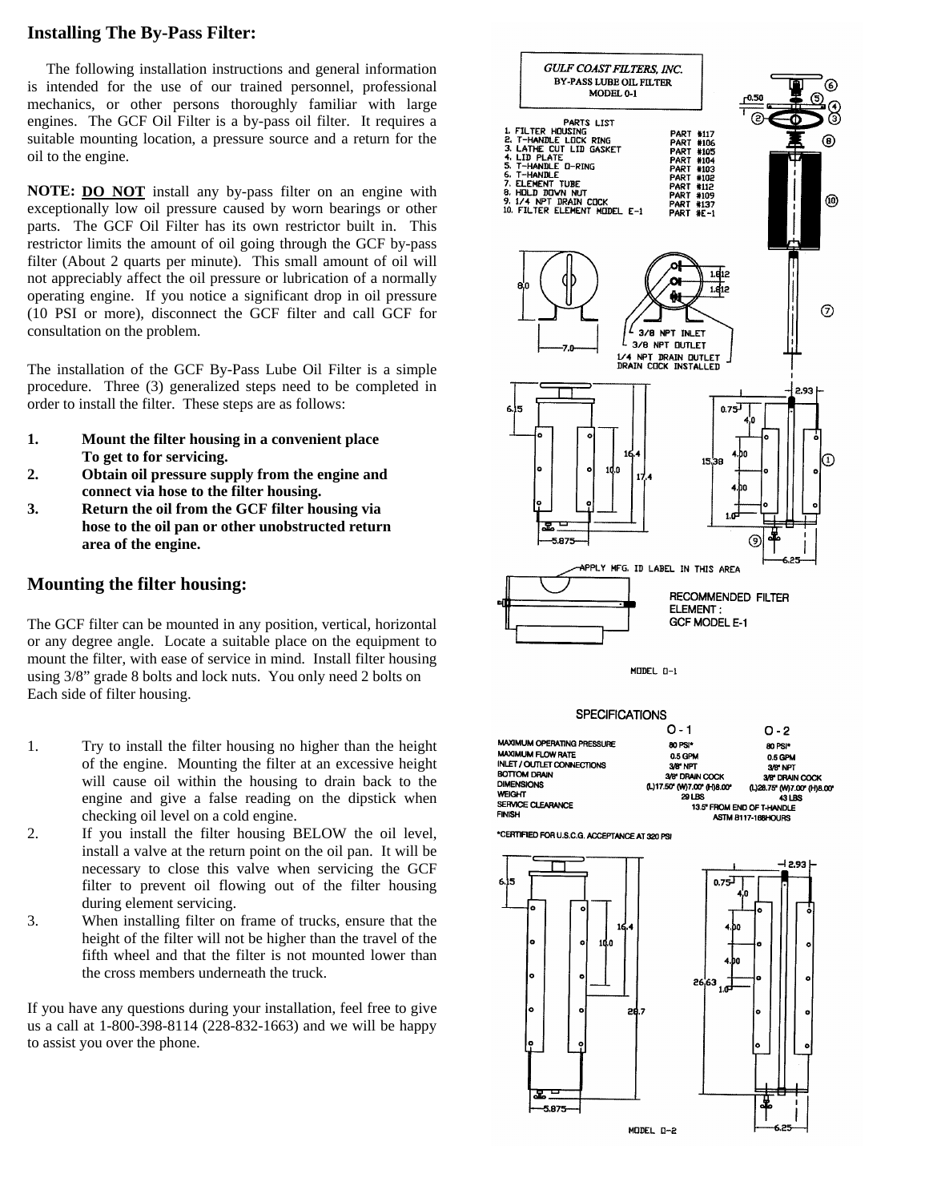## Installing The By-Pass Filter:

The following installation instructions and general information is intended for the use of our trained personnel, professional mechanics, or other persons thoroughly familiar with large engines. The GCF Oil Filter is a by-pass oil filter. It requires a suitable mounting location, a pressure source and a return for the oil to the engine.

**NOTE:** **DO NOT** install any by-pass filter on an engine with exceptionally low oil pressure caused by worn bearings or other parts. The GCF Oil Filter has its own restrictor built in. This restrictor limits the amount of oil going through the GCF by-pass filter (About 2 quarts per minute). This small amount of oil will not appreciably affect the oil pressure or lubrication of a normally operating engine. If you notice a significant drop in oil pressure (10 PSI or more), disconnect the GCF filter and call GCF for consultation on the problem.

The installation of the GCF By-Pass Lube Oil Filter is a simple procedure. Three (3) generalized steps need to be completed in order to install the filter. These steps are as follows:

1. **Mount the filter housing in a convenient place To get to for servicing.**
2. **Obtain oil pressure supply from the engine and connect via hose to the filter housing.**
3. **Return the oil from the GCF filter housing via hose to the oil pan or other unobstructed return area of the engine.**

## Mounting the filter housing:

The GCF filter can be mounted in any position, vertical, horizontal or any degree angle. Locate a suitable place on the equipment to mount the filter, with ease of service in mind. Install filter housing using 3/8" grade 8 bolts and lock nuts. You only need 2 bolts on Each side of filter housing.

1. Try to install the filter housing no higher than the height of the engine. Mounting the filter at an excessive height will cause oil within the housing to drain back to the engine and give a false reading on the dipstick when checking oil level on a cold engine.
2. If you install the filter housing BELOW the oil level, install a valve at the return point on the oil pan. It will be necessary to close this valve when servicing the GCF filter to prevent oil flowing out of the filter housing during element servicing.
3. When installing filter on frame of trucks, ensure that the height of the filter will not be higher than the travel of the fifth wheel and that the filter is not mounted lower than the cross members underneath the truck.

If you have any questions during your installation, feel free to give us a call at 1-800-398-8114 (228-832-1663) and we will be happy to assist you over the phone.

**GULF COAST FILTERS, INC.**
BY-PASS LUBE OIL FILTER
MODEL 0-1

PARTS LIST

| | | |
|---|---|---|
| 1. | FILTER HOUSING | PART #117 |
| 2. | T-HANDLE LOCK RING | PART #106 |
| 3. | LATHE CUT LID GASKET | PART #105 |
| 4. | LID PLATE | PART #104 |
| 5. | T-HANDLE O-RING | PART #103 |
| 6. | T-HANDLE | PART #102 |
| 7. | ELEMENT TUBE | PART #112 |
| 8. | HOLD DOWN NUT | PART #109 |
| 9. | 1/4 NPT DRAIN COCK | PART #137 |
| 10. | FILTER ELEMENT MODEL E-1 | PART #E-1 |

3/8 NPT INLET
3/8 NPT OUTLET
1/4 NPT DRAIN OUTLET DRAIN COCK INSTALLED

APPLY MFG. ID LABEL IN THIS AREA

RECOMMENDED FILTER ELEMENT: GCF MODEL E-1

MODEL O-1

SPECIFICATIONS

| | O-1 | O-2 |
|---|---|---|
| MAXIMUM OPERATING PRESSURE | 80 PSI* | 80 PSI* |
| MAXIMUM FLOW RATE | 0.5 GPM | 0.5 GPM |
| INLET / OUTLET CONNECTIONS | 3/8" NPT | 3/8" NPT |
| BOTTOM DRAIN | 3/8" DRAIN COCK | 3/8" DRAIN COCK |
| DIMENSIONS | (L)17.50" (W)7.00" (H)8.00" | (L)28.75" (W)7.00" (H)8.00" |
| WEIGHT | 29 LBS | 43 LBS |
| SERVICE CLEARANCE | 13.5" FROM END OF T-HANDLE | |
| FINISH | ASTM B117-168HOURS | |

*CERTIFIED FOR U.S.C.G. ACCEPTANCE AT 320 PSI

MODEL O-2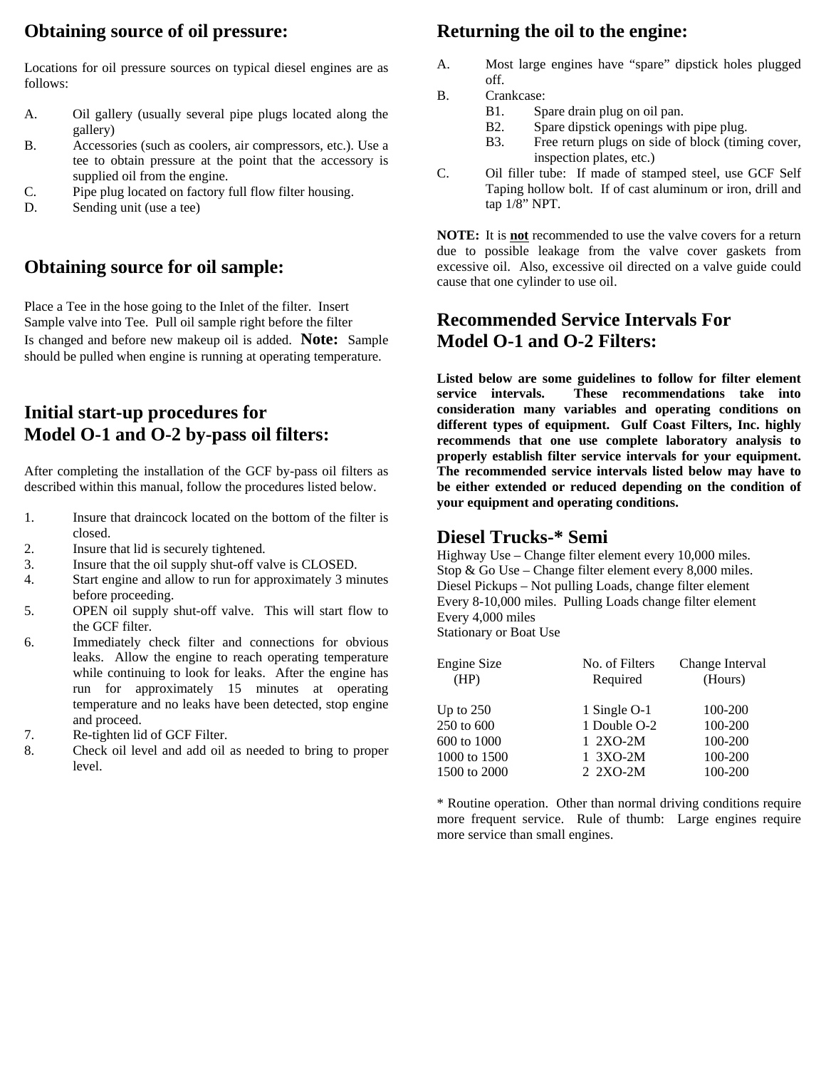## Obtaining source of oil pressure:

Locations for oil pressure sources on typical diesel engines are as follows:

A. Oil gallery (usually several pipe plugs located along the gallery)
B. Accessories (such as coolers, air compressors, etc.). Use a tee to obtain pressure at the point that the accessory is supplied oil from the engine.
C. Pipe plug located on factory full flow filter housing.
D. Sending unit (use a tee)

## Obtaining source for oil sample:

Place a Tee in the hose going to the Inlet of the filter. Insert Sample valve into Tee. Pull oil sample right before the filter Is changed and before new makeup oil is added. **Note:** Sample should be pulled when engine is running at operating temperature.

## Initial start-up procedures for Model O-1 and O-2 by-pass oil filters:

After completing the installation of the GCF by-pass oil filters as described within this manual, follow the procedures listed below.

1. Insure that draincock located on the bottom of the filter is closed.
2. Insure that lid is securely tightened.
3. Insure that the oil supply shut-off valve is CLOSED.
4. Start engine and allow to run for approximately 3 minutes before proceeding.
5. OPEN oil supply shut-off valve. This will start flow to the GCF filter.
6. Immediately check filter and connections for obvious leaks. Allow the engine to reach operating temperature while continuing to look for leaks. After the engine has run for approximately 15 minutes at operating temperature and no leaks have been detected, stop engine and proceed.
7. Re-tighten lid of GCF Filter.
8. Check oil level and add oil as needed to bring to proper level.

## Returning the oil to the engine:

A. Most large engines have "spare" dipstick holes plugged off.
B. Crankcase:
   - B1. Spare drain plug on oil pan.
   - B2. Spare dipstick openings with pipe plug.
   - B3. Free return plugs on side of block (timing cover, inspection plates, etc.)
C. Oil filler tube: If made of stamped steel, use GCF Self Taping hollow bolt. If of cast aluminum or iron, drill and tap 1/8" NPT.

**NOTE:** It is **not** recommended to use the valve covers for a return due to possible leakage from the valve cover gaskets from excessive oil. Also, excessive oil directed on a valve guide could cause that one cylinder to use oil.

## Recommended Service Intervals For Model O-1 and O-2 Filters:

**Listed below are some guidelines to follow for filter element service intervals. These recommendations take into consideration many variables and operating conditions on different types of equipment. Gulf Coast Filters, Inc. highly recommends that one use complete laboratory analysis to properly establish filter service intervals for your equipment. The recommended service intervals listed below may have to be either extended or reduced depending on the condition of your equipment and operating conditions.**

### Diesel Trucks-* Semi

Highway Use – Change filter element every 10,000 miles.
Stop & Go Use – Change filter element every 8,000 miles.
Diesel Pickups – Not pulling Loads, change filter element Every 8-10,000 miles. Pulling Loads change filter element Every 4,000 miles
Stationary or Boat Use

| Engine Size (HP) | No. of Filters Required | Change Interval (Hours) |
|---|---|---|
| Up to 250 | 1 Single O-1 | 100-200 |
| 250 to 600 | 1 Double O-2 | 100-200 |
| 600 to 1000 | 1 2XO-2M | 100-200 |
| 1000 to 1500 | 1 3XO-2M | 100-200 |
| 1500 to 2000 | 2 2XO-2M | 100-200 |

* Routine operation. Other than normal driving conditions require more frequent service. Rule of thumb: Large engines require more service than small engines.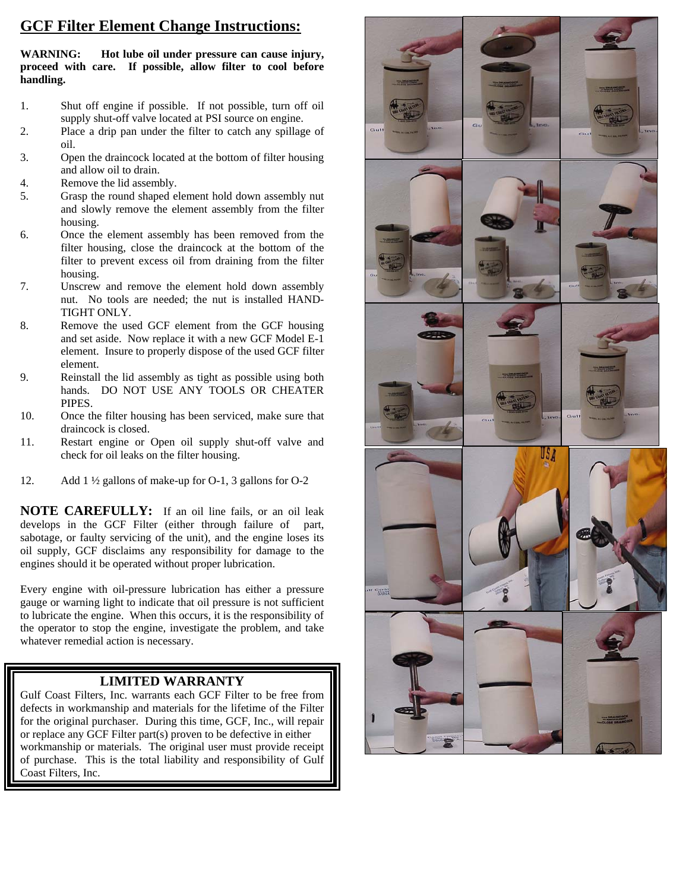# GCF Filter Element Change Instructions:

**WARNING: Hot lube oil under pressure can cause injury, proceed with care. If possible, allow filter to cool before handling.**

1. Shut off engine if possible. If not possible, turn off oil supply shut-off valve located at PSI source on engine.
2. Place a drip pan under the filter to catch any spillage of oil.
3. Open the draincock located at the bottom of filter housing and allow oil to drain.
4. Remove the lid assembly.
5. Grasp the round shaped element hold down assembly nut and slowly remove the element assembly from the filter housing.
6. Once the element assembly has been removed from the filter housing, close the draincock at the bottom of the filter to prevent excess oil from draining from the filter housing.
7. Unscrew and remove the element hold down assembly nut. No tools are needed; the nut is installed HAND-TIGHT ONLY.
8. Remove the used GCF element from the GCF housing and set aside. Now replace it with a new GCF Model E-1 element. Insure to properly dispose of the used GCF filter element.
9. Reinstall the lid assembly as tight as possible using both hands. DO NOT USE ANY TOOLS OR CHEATER PIPES.
10. Once the filter housing has been serviced, make sure that draincock is closed.
11. Restart engine or Open oil supply shut-off valve and check for oil leaks on the filter housing.
12. Add 1 ½ gallons of make-up for O-1, 3 gallons for O-2

**NOTE CAREFULLY:** If an oil line fails, or an oil leak develops in the GCF Filter (either through failure of part, sabotage, or faulty servicing of the unit), and the engine loses its oil supply, GCF disclaims any responsibility for damage to the engines should it be operated without proper lubrication.

Every engine with oil-pressure lubrication has either a pressure gauge or warning light to indicate that oil pressure is not sufficient to lubricate the engine. When this occurs, it is the responsibility of the operator to stop the engine, investigate the problem, and take whatever remedial action is necessary.

## LIMITED WARRANTY

Gulf Coast Filters, Inc. warrants each GCF Filter to be free from defects in workmanship and materials for the lifetime of the Filter for the original purchaser. During this time, GCF, Inc., will repair or replace any GCF Filter part(s) proven to be defective in either workmanship or materials. The original user must provide receipt of purchase. This is the total liability and responsibility of Gulf Coast Filters, Inc.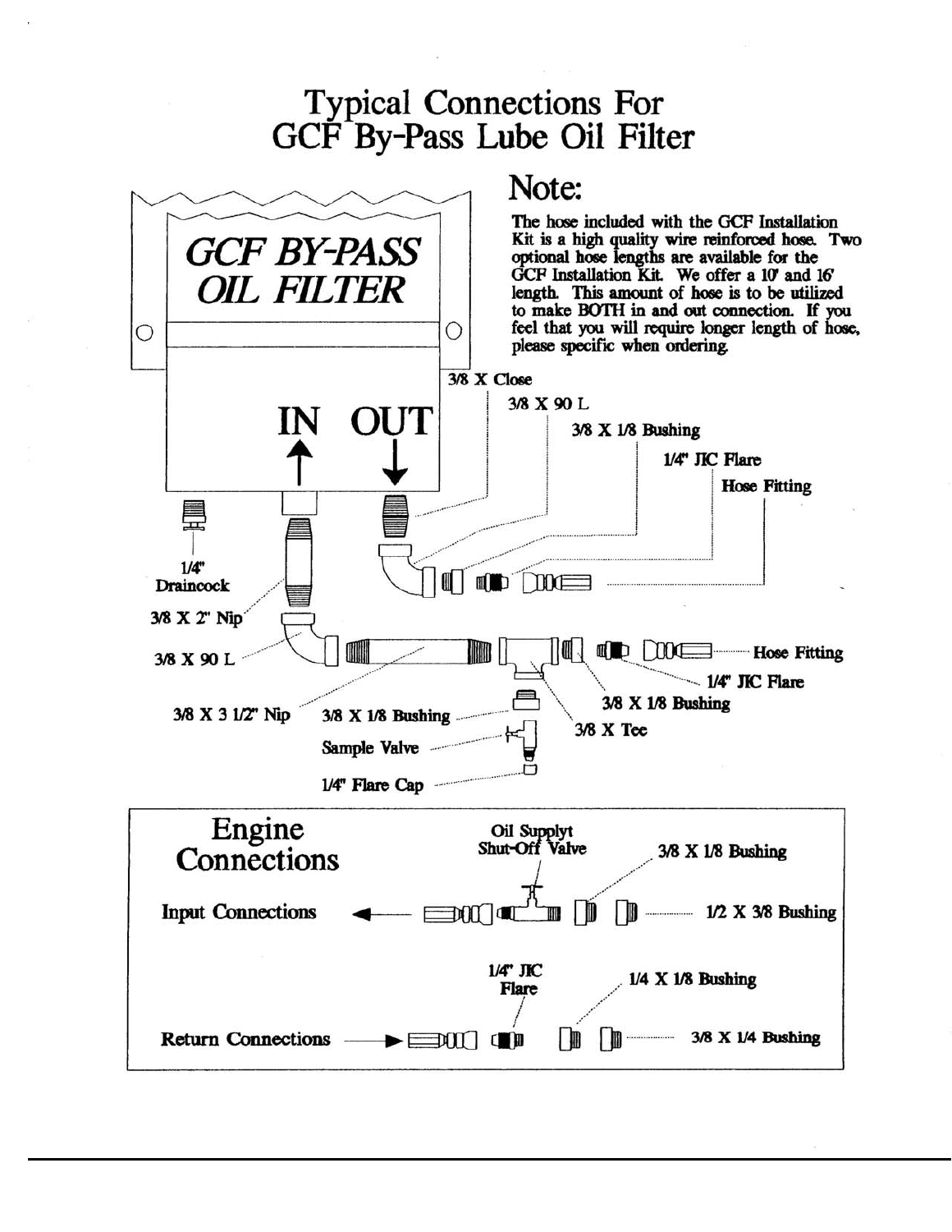# Typical Connections For GCF By-Pass Lube Oil Filter

## Note:

The hose included with the GCF Installation Kit is a high quality wire reinforced hose. Two optional hose lengths are available for the GCF Installation Kit. We offer a 10' and 16' length. This amount of hose is to be utilized to make BOTH in and out connection. If you feel that you will require longer length of hose, please specific when ordering.

*GCF BY-PASS OIL FILTER*

IN ↑ OUT ↓

3/8 X Close

3/8 X 90 L

3/8 X 1/8 Bushing

1/4" JIC Flare

Hose Fitting

1/4" Draincock

3/8 X 2" Nip

3/8 X 90 L

3/8 X 3 1/2" Nip

3/8 X 1/8 Bushing

Sample Valve

1/4" Flare Cap

3/8 X Tee

3/8 X 1/8 Bushing

1/4" JIC Flare

Hose Fitting

## Engine Connections

Input Connections ◄—

Oil Supplyt Shut-Off Valve

3/8 X 1/8 Bushing

1/2 X 3/8 Bushing

Return Connections —►

1/4" JIC Flare

1/4 X 1/8 Bushing

3/8 X 1/4 Bushing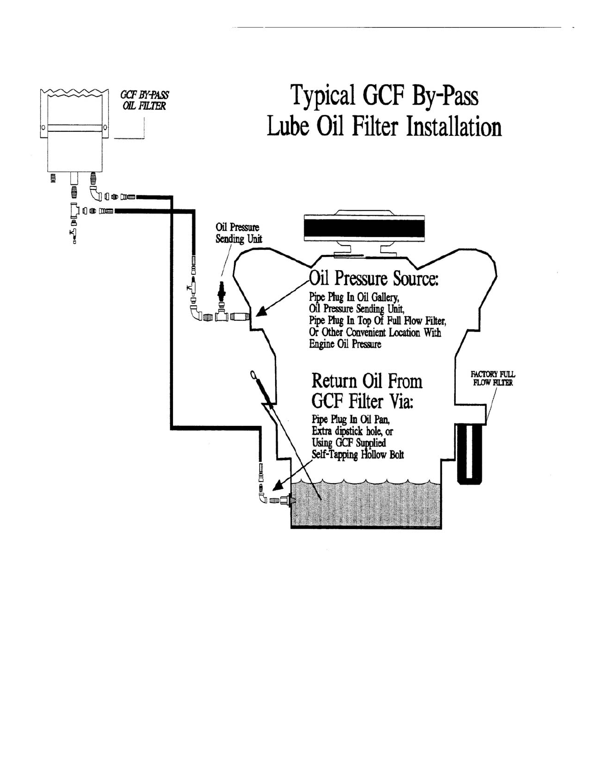# Typical GCF By-Pass Lube Oil Filter Installation

GCF BY-PASS OIL FILTER

Oil Pressure Sending Unit

Oil Pressure Source:

Pipe Plug In Oil Gallery,
Oil Pressure Sending Unit,
Pipe Plug In Top Of Full Flow Filter,
Or Other Convenient Location With Engine Oil Pressure

Return Oil From GCF Filter Via:

Pipe Plug In Oil Pan,
Extra dipstick hole, or
Using GCF Supplied Self-Tapping Hollow Bolt

FACTORY FULL FLOW FILTER